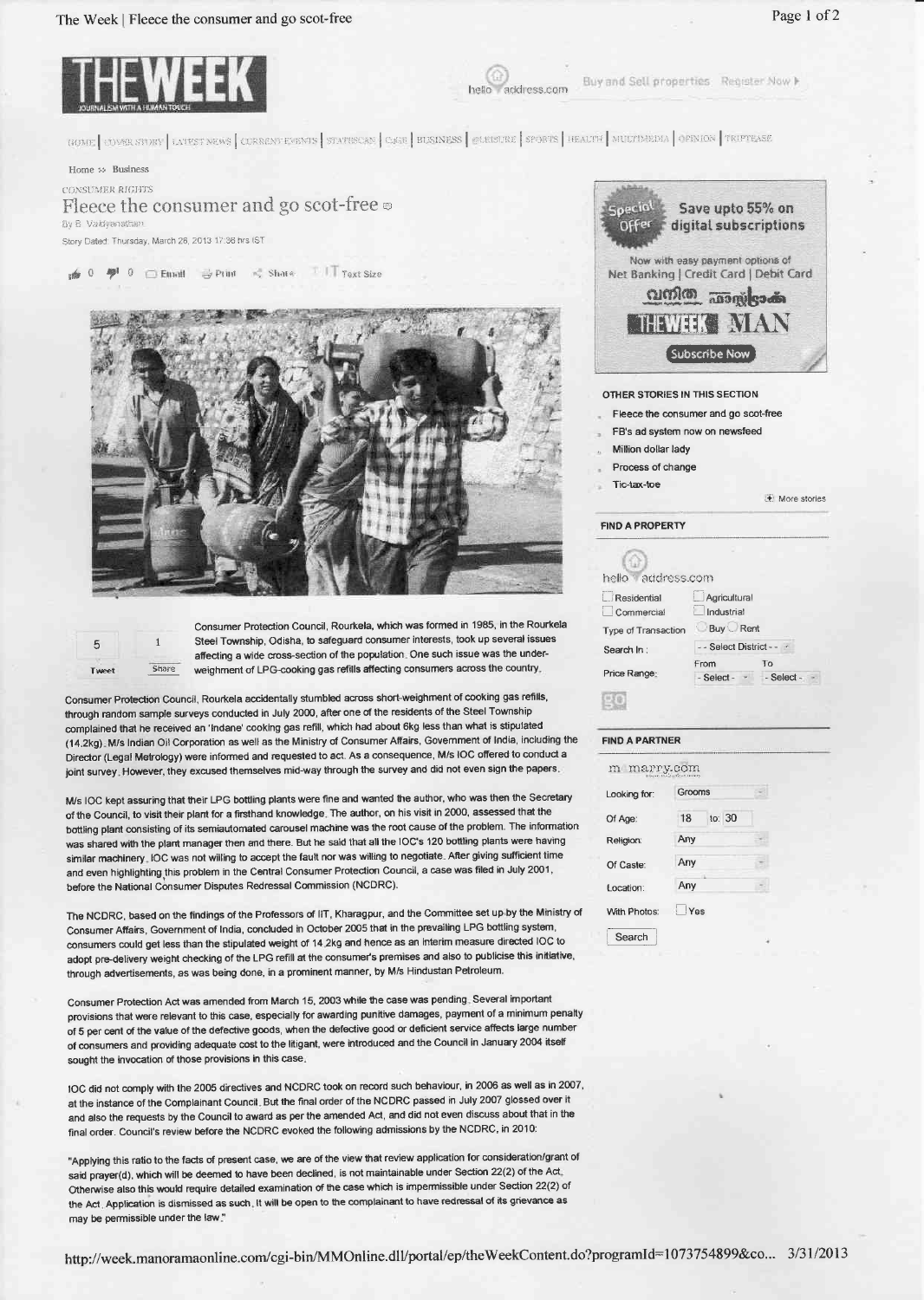CONSUMER RIGHTS

# Fleece the consumer and go scot-free

By B. Vaidyanathan

Story Dated: Thursday, March 28, 2013 17:36 hrs IST

Consumer Protection Council, Rourkela, which was formed in 1985, in the Rourkela Steel Township, Odisha, to safeguard consumer interests, took up several issues affecting a wide cross-section of the population. One such issue was the under-weighment of LPG-cooking gas refills affecting consumers across the country.

Consumer Protection Council, Rourkela accidentally stumbled across short-weighment of cooking gas refills, through random sample surveys conducted in July 2000, after one of the residents of the Steel Township complained that he received an 'Indane' cooking gas refill, which had about 6kg less than what is stipulated (14.2kg). M/s Indian Oil Corporation as well as the Ministry of Consumer Affairs, Government of India, including the Director (Legal Metrology) were informed and requested to act. As a consequence, M/s IOC offered to conduct a joint survey. However, they excused themselves mid-way through the survey and did not even sign the papers.

M/s IOC kept assuring that their LPG bottling plants were fine and wanted the author, who was then the Secretary of the Council, to visit their plant for a firsthand knowledge. The author, on his visit in 2000, assessed that the bottling plant consisting of its semiautomated carousel machine was the root cause of the problem. The information was shared with the plant manager then and there. But he said that all the IOC's 120 bottling plants were having similar machinery. IOC was not willing to accept the fault nor was willing to negotiate. After giving sufficient time and even highlighting this problem in the Central Consumer Protection Council, a case was filed in July 2001, before the National Consumer Disputes Redressal Commission (NCDRC).

The NCDRC, based on the findings of the Professors of IIT, Kharagpur, and the Committee set up by the Ministry of Consumer Affairs, Government of India, concluded in October 2005 that in the prevailing LPG bottling system, consumers could get less than the stipulated weight of 14.2kg and hence as an interim measure directed IOC to adopt pre-delivery weight checking of the LPG refill at the consumer's premises and also to publicise this initiative, through advertisements, as was being done, in a prominent manner, by M/s Hindustan Petroleum.

Consumer Protection Act was amended from March 15, 2003 while the case was pending. Several important provisions that were relevant to this case, especially for awarding punitive damages, payment of a minimum penalty of 5 per cent of the value of the defective goods, when the defective good or deficient service affects large number of consumers and providing adequate cost to the litigant, were introduced and the Council in January 2004 itself sought the invocation of those provisions in this case.

IOC did not comply with the 2005 directives and NCDRC took on record such behaviour, in 2006 as well as in 2007, at the instance of the Complainant Council. But the final order of the NCDRC passed in July 2007 glossed over it and also the requests by the Council to award as per the amended Act, and did not even discuss about that in the final order. Council's review before the NCDRC evoked the following admissions by the NCDRC, in 2010:

"Applying this ratio to the facts of present case, we are of the view that review application for consideration/grant of said prayer(d), which will be deemed to have been declined, is not maintainable under Section 22(2) of the Act. Otherwise also this would require detailed examination of the case which is impermissible under Section 22(2) of the Act. Application is dismissed as such. It will be open to the complainant to have redressal of its grievance as may be permissible under the law."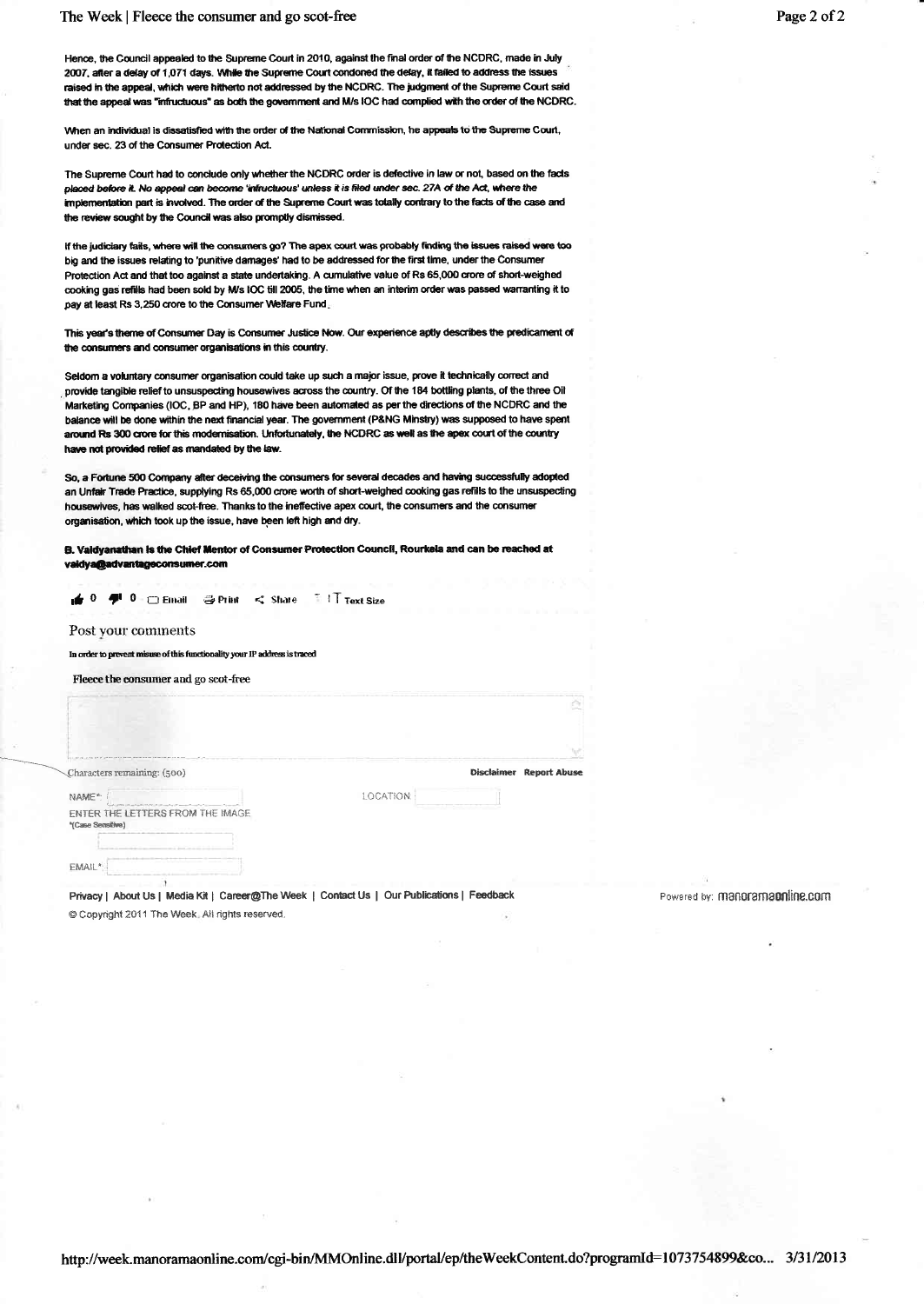Hence, the Council appealed to the Supreme Court in 2010, against the final order of the NCDRC, made in July 2007, after a delay of 1,071 days. While the Supreme Court condoned the delay, it failed to address the issues raised in the appeal, which were hitherto not addressed by the NCDRC. The judgment of the Supreme Court said that the appeal was "infructuous" as both the government and M/s IOC had complied with the order of the NCDRC.

When an individual is dissatisfied with the order of the National Commission, he appeals to the Supreme Court, under sec. 23 of the Consumer Protection Act.

The Supreme Court had to conclude only whether the NCDRC order is defective in law or not, based on the facts placed before it. *No appeal can become 'infructuous' unless it is filed under sec. 27A of the Act, where the* implementation part is involved. The order of the Supreme Court was totally contrary to the facts of the case and the review sought by the Council was also promptly dismissed.

If the judiciary fails, where will the consumers go? The apex court was probably finding the issues raised were too big and the issues relating to 'punitive damages' had to be addressed for the first time, under the Consumer Protection Act and that too against a state undertaking. A cumulative value of Rs 65,000 crore of short-weighed cooking gas refills had been sold by M/s IOC till 2005, the time when an interim order was passed warranting it to pay at least Rs 3,250 crore to the Consumer Welfare Fund.

This year's theme of Consumer Day is Consumer Justice Now. Our experience aptly describes the predicament of the consumers and consumer organisations in this country.

Seldom a voluntary consumer organisation could take up such a major issue, prove it technically correct and provide tangible relief to unsuspecting housewives across the country. Of the 184 bottling plants, of the three Oil Marketing Companies (IOC, BP and HP), 180 have been automated as per the directions of the NCDRC and the balance will be done within the next financial year. The government (P&NG Minstry) was supposed to have spent around Rs 300 crore for this modernisation. Unfortunately, the NCDRC as well as the apex court of the country have not provided relief as mandated by the law.

So, a Fortune 500 Company after deceiving the consumers for several decades and having successfully adopted an Unfair Trade Practice, supplying Rs 65,000 crore worth of short-weighed cooking gas refills to the unsuspecting housewives, has walked scot-free. Thanks to the ineffective apex court, the consumers and the consumer organisation, which took up the issue, have been left high and dry.

**B. Vaidyanathan is the Chief Mentor of Consumer Protection Council, Rourkela and can be reached at vaidya@advantageconsumer.com**

0 0 Email Print Share Text Size

Post your comments

In order to prevent misuse of this functionality your IP address is traced

Fleece the consumer and go scot-free

Characters remaining: (500)

Disclaimer Report Abuse

NAME*: LOCATION

ENTER THE LETTERS FROM THE IMAGE *(Case Sensitive)

EMAIL*:

Privacy | About Us | Media Kit | Career@The Week | Contact Us | Our Publications | Feedback

© Copyright 2011 The Week. All rights reserved.

Powered by: manoramaonline.com